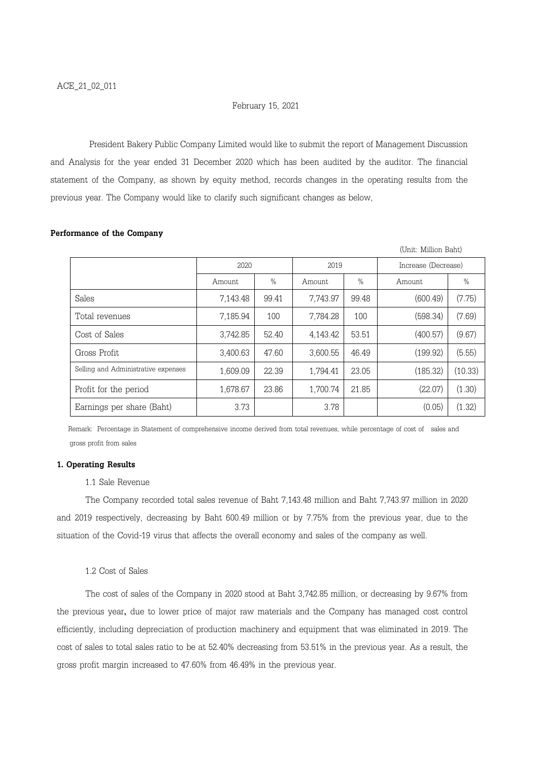ACE_21_02_011

February 15, 2021

President Bakery Public Company Limited would like to submit the report of Management Discussion and Analysis for the year ended 31 December 2020 which has been audited by the auditor. The financial statement of the Company, as shown by equity method, records changes in the operating results from the previous year. The Company would like to clarify such significant changes as below,

**Performance of the Company**

(Unit: Million Baht)

| | 2020 | | 2019 | | Increase (Decrease) | |
|---|---|---|---|---|---|---|
| | Amount | % | Amount | % | Amount | % |
| Sales | 7,143.48 | 99.41 | 7,743.97 | 99.48 | (600.49) | (7.75) |
| Total revenues | 7,185.94 | 100 | 7,784.28 | 100 | (598.34) | (7.69) |
| Cost of Sales | 3,742.85 | 52.40 | 4,143.42 | 53.51 | (400.57) | (9.67) |
| Gross Profit | 3,400.63 | 47.60 | 3,600.55 | 46.49 | (199.92) | (5.55) |
| Selling and Administrative expenses | 1,609.09 | 22.39 | 1,794.41 | 23.05 | (185.32) | (10.33) |
| Profit for the period | 1,678.67 | 23.86 | 1,700.74 | 21.85 | (22.07) | (1.30) |
| Earnings per share (Baht) | 3.73 | | 3.78 | | (0.05) | (1.32) |

Remark: Percentage in Statement of comprehensive income derived from total revenues, while percentage of cost of sales and gross profit from sales

**1. Operating Results**

1.1 Sale Revenue

The Company recorded total sales revenue of Baht 7,143.48 million and Baht 7,743.97 million in 2020 and 2019 respectively, decreasing by Baht 600.49 million or by 7.75% from the previous year, due to the situation of the Covid-19 virus that affects the overall economy and sales of the company as well.

1.2 Cost of Sales

The cost of sales of the Company in 2020 stood at Baht 3,742.85 million, or decreasing by 9.67% from the previous year, due to lower price of major raw materials and the Company has managed cost control efficiently, including depreciation of production machinery and equipment that was eliminated in 2019. The cost of sales to total sales ratio to be at 52.40% decreasing from 53.51% in the previous year. As a result, the gross profit margin increased to 47.60% from 46.49% in the previous year.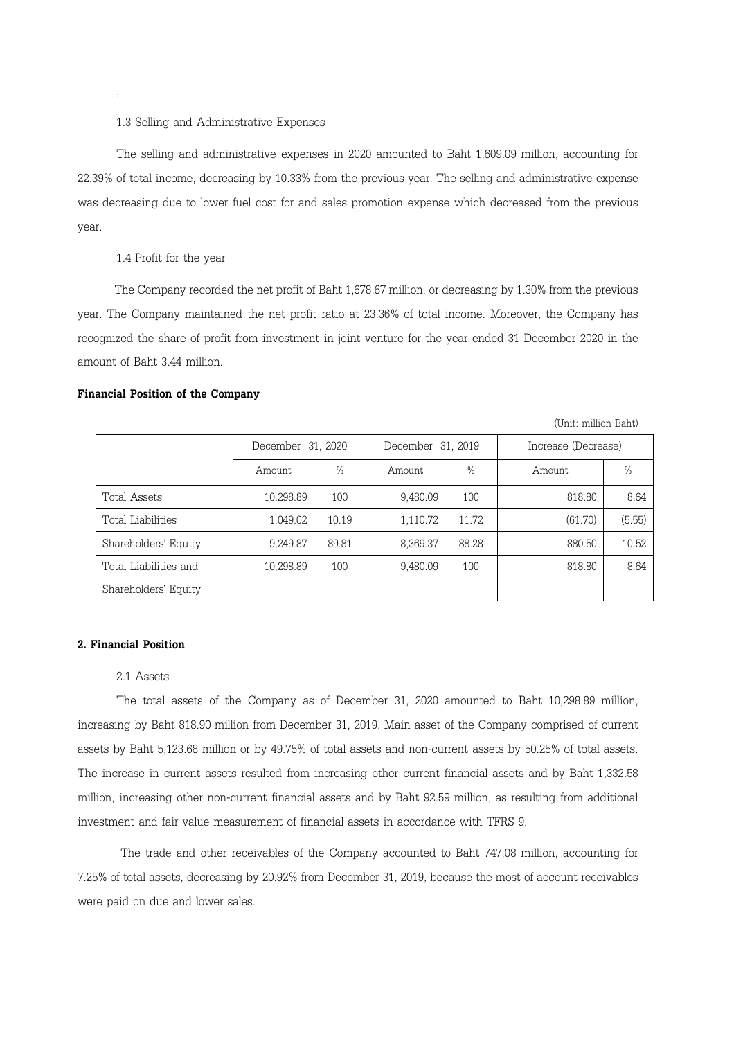1.3 Selling and Administrative Expenses

The selling and administrative expenses in 2020 amounted to Baht 1,609.09 million, accounting for 22.39% of total income, decreasing by 10.33% from the previous year. The selling and administrative expense was decreasing due to lower fuel cost for and sales promotion expense which decreased from the previous year.

1.4 Profit for the year

The Company recorded the net profit of Baht 1,678.67 million, or decreasing by 1.30% from the previous year. The Company maintained the net profit ratio at 23.36% of total income. Moreover, the Company has recognized the share of profit from investment in joint venture for the year ended 31 December 2020 in the amount of Baht 3.44 million.

**Financial Position of the Company**

(Unit: million Baht)

| | December 31, 2020 | | December 31, 2019 | | Increase (Decrease) | |
|---|---|---|---|---|---|---|
| | Amount | % | Amount | % | Amount | % |
| Total Assets | 10,298.89 | 100 | 9,480.09 | 100 | 818.80 | 8.64 |
| Total Liabilities | 1,049.02 | 10.19 | 1,110.72 | 11.72 | (61.70) | (5.55) |
| Shareholders' Equity | 9,249.87 | 89.81 | 8,369.37 | 88.28 | 880.50 | 10.52 |
| Total Liabilities and Shareholders' Equity | 10,298.89 | 100 | 9,480.09 | 100 | 818.80 | 8.64 |

**2. Financial Position**

2.1 Assets

The total assets of the Company as of December 31, 2020 amounted to Baht 10,298.89 million, increasing by Baht 818.90 million from December 31, 2019. Main asset of the Company comprised of current assets by Baht 5,123.68 million or by 49.75% of total assets and non-current assets by 50.25% of total assets. The increase in current assets resulted from increasing other current financial assets and by Baht 1,332.58 million, increasing other non-current financial assets and by Baht 92.59 million, as resulting from additional investment and fair value measurement of financial assets in accordance with TFRS 9.

The trade and other receivables of the Company accounted to Baht 747.08 million, accounting for 7.25% of total assets, decreasing by 20.92% from December 31, 2019, because the most of account receivables were paid on due and lower sales.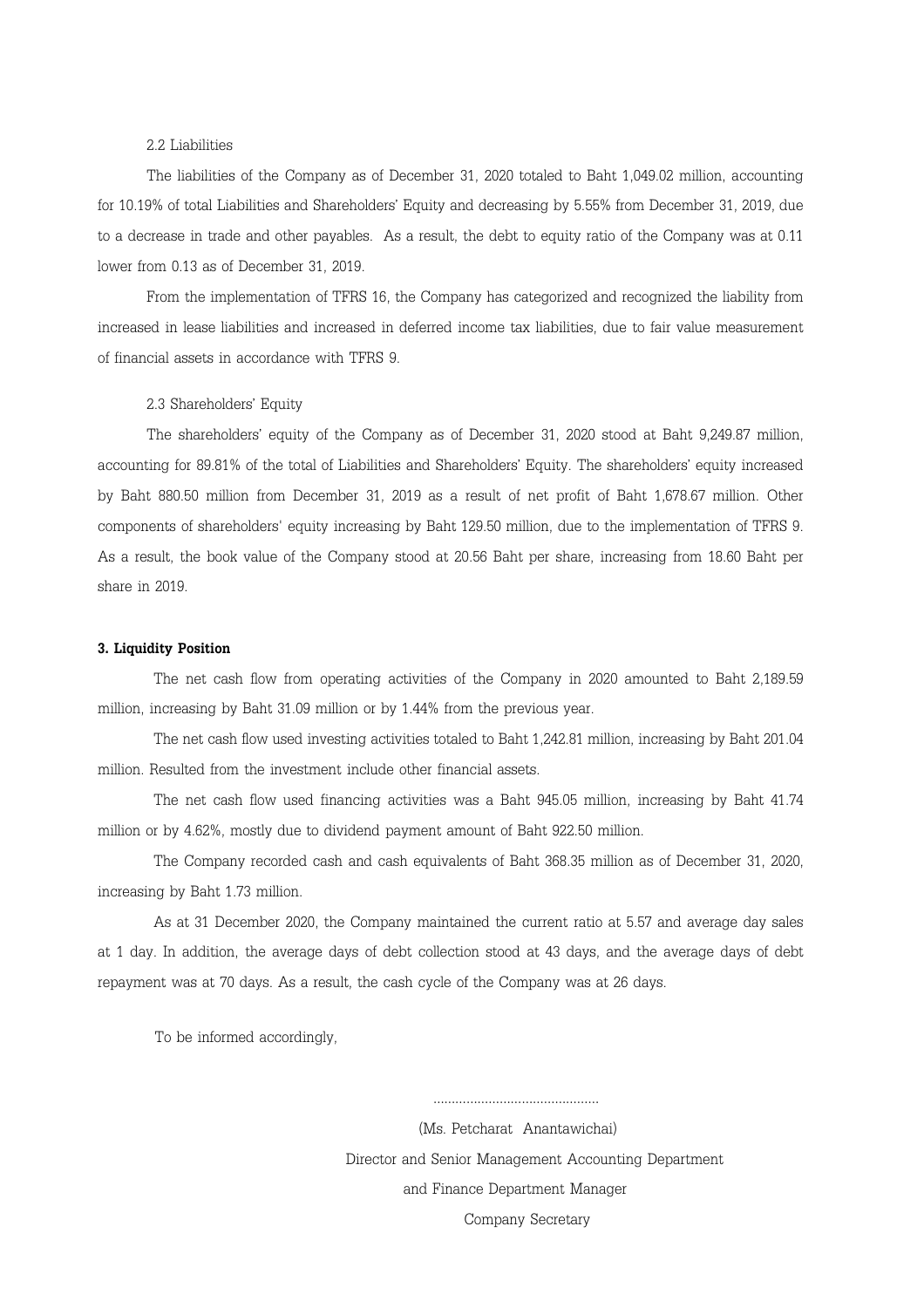2.2 Liabilities

The liabilities of the Company as of December 31, 2020 totaled to Baht 1,049.02 million, accounting for 10.19% of total Liabilities and Shareholders' Equity and decreasing by 5.55% from December 31, 2019, due to a decrease in trade and other payables. As a result, the debt to equity ratio of the Company was at 0.11 lower from 0.13 as of December 31, 2019.

From the implementation of TFRS 16, the Company has categorized and recognized the liability from increased in lease liabilities and increased in deferred income tax liabilities, due to fair value measurement of financial assets in accordance with TFRS 9.

2.3 Shareholders' Equity

The shareholders' equity of the Company as of December 31, 2020 stood at Baht 9,249.87 million, accounting for 89.81% of the total of Liabilities and Shareholders' Equity. The shareholders' equity increased by Baht 880.50 million from December 31, 2019 as a result of net profit of Baht 1,678.67 million. Other components of shareholders' equity increasing by Baht 129.50 million, due to the implementation of TFRS 9. As a result, the book value of the Company stood at 20.56 Baht per share, increasing from 18.60 Baht per share in 2019.

**3. Liquidity Position**

The net cash flow from operating activities of the Company in 2020 amounted to Baht 2,189.59 million, increasing by Baht 31.09 million or by 1.44% from the previous year.

The net cash flow used investing activities totaled to Baht 1,242.81 million, increasing by Baht 201.04 million. Resulted from the investment include other financial assets.

The net cash flow used financing activities was a Baht 945.05 million, increasing by Baht 41.74 million or by 4.62%, mostly due to dividend payment amount of Baht 922.50 million.

The Company recorded cash and cash equivalents of Baht 368.35 million as of December 31, 2020, increasing by Baht 1.73 million.

As at 31 December 2020, the Company maintained the current ratio at 5.57 and average day sales at 1 day. In addition, the average days of debt collection stood at 43 days, and the average days of debt repayment was at 70 days. As a result, the cash cycle of the Company was at 26 days.

To be informed accordingly,

............................................

(Ms. Petcharat Anantawichai)

Director and Senior Management Accounting Department

and Finance Department Manager

Company Secretary